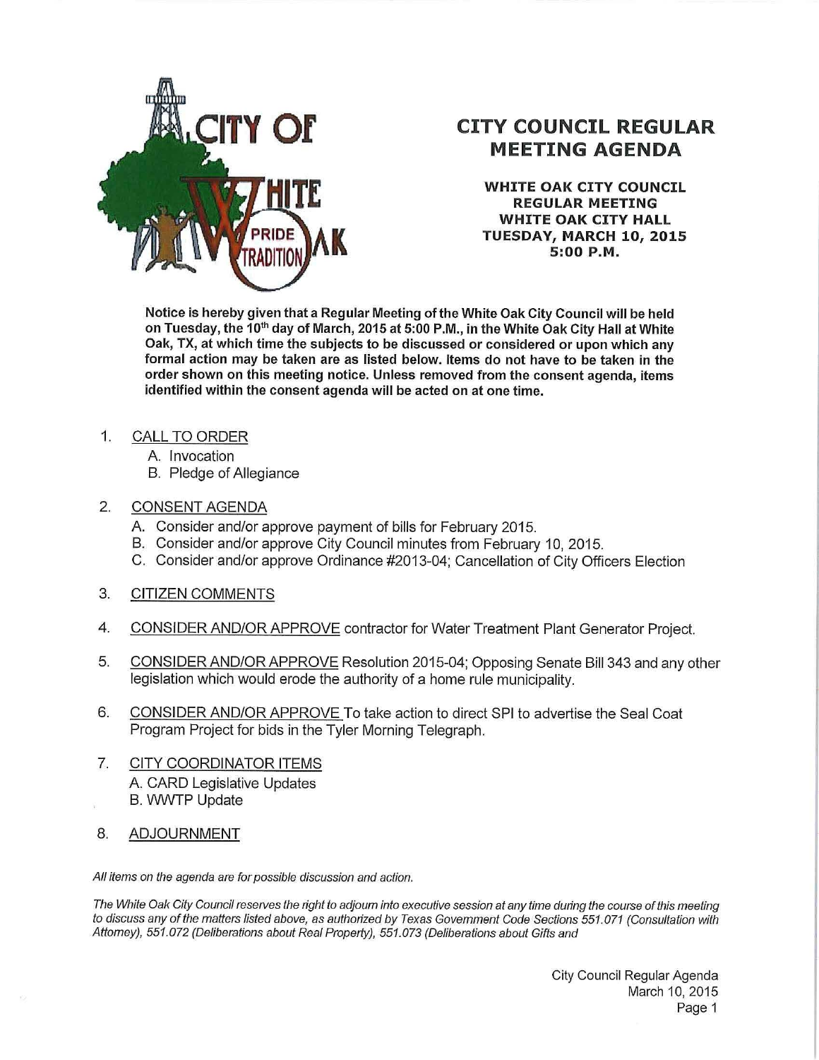# CITY COUNCIL REGULAR MEETING AGENDA

**WHITE OAK CITY COUNCIL**
**REGULAR MEETING**
**WHITE OAK CITY HALL**
**TUESDAY, MARCH 10, 2015**
**5:00 P.M.**

**Notice is hereby given that a Regular Meeting of the White Oak City Council will be held on Tuesday, the 10th day of March, 2015 at 5:00 P.M., in the White Oak City Hall at White Oak, TX, at which time the subjects to be discussed or considered or upon which any formal action may be taken are as listed below. Items do not have to be taken in the order shown on this meeting notice. Unless removed from the consent agenda, items identified within the consent agenda will be acted on at one time.**

1. CALL TO ORDER
   A. Invocation
   B. Pledge of Allegiance

2. CONSENT AGENDA
   A. Consider and/or approve payment of bills for February 2015.
   B. Consider and/or approve City Council minutes from February 10, 2015.
   C. Consider and/or approve Ordinance #2013-04; Cancellation of City Officers Election

3. CITIZEN COMMENTS

4. CONSIDER AND/OR APPROVE contractor for Water Treatment Plant Generator Project.

5. CONSIDER AND/OR APPROVE Resolution 2015-04; Opposing Senate Bill 343 and any other legislation which would erode the authority of a home rule municipality.

6. CONSIDER AND/OR APPROVE To take action to direct SPI to advertise the Seal Coat Program Project for bids in the Tyler Morning Telegraph.

7. CITY COORDINATOR ITEMS
   A. CARD Legislative Updates
   B. WWTP Update

8. ADJOURNMENT

*All items on the agenda are for possible discussion and action.*

*The White Oak City Council reserves the right to adjourn into executive session at any time during the course of this meeting to discuss any of the matters listed above, as authorized by Texas Government Code Sections 551.071 (Consultation with Attorney), 551.072 (Deliberations about Real Property), 551.073 (Deliberations about Gifts and*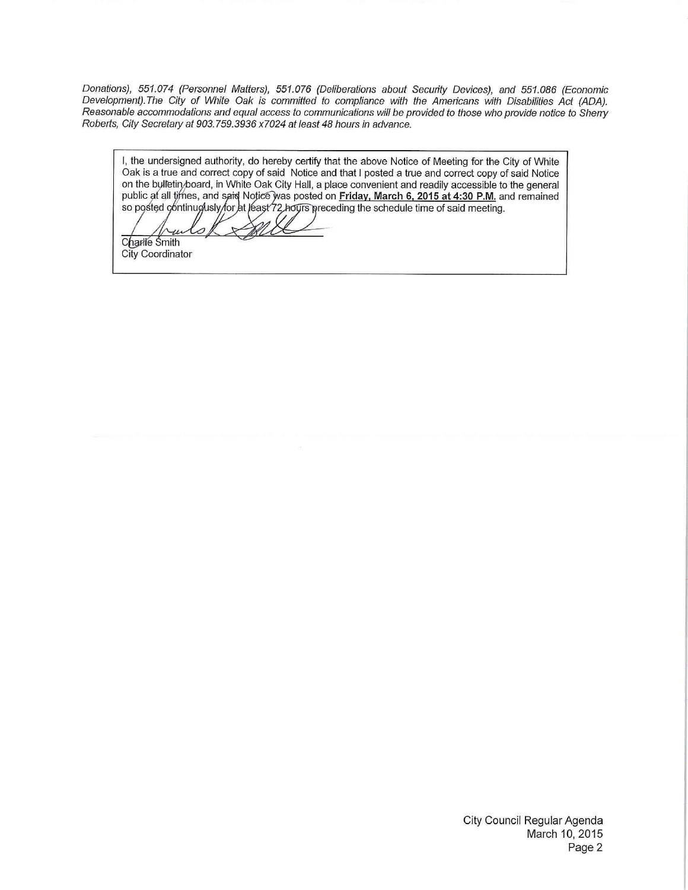*Donations), 551.074 (Personnel Matters), 551.076 (Deliberations about Security Devices), and 551.086 (Economic Development).The City of White Oak is committed to compliance with the Americans with Disabilities Act (ADA). Reasonable accommodations and equal access to communications will be provided to those who provide notice to Sherry Roberts, City Secretary at 903.759.3936 x7024 at least 48 hours in advance.*

I, the undersigned authority, do hereby certify that the above Notice of Meeting for the City of White Oak is a true and correct copy of said Notice and that I posted a true and correct copy of said Notice on the bulletin board, in White Oak City Hall, a place convenient and readily accessible to the general public at all times, and said Notice was posted on **Friday, March 6, 2015 at 4:30 P.M.** and remained so posted continuously for at least 72 hours preceding the schedule time of said meeting.

Charlie Smith
City Coordinator